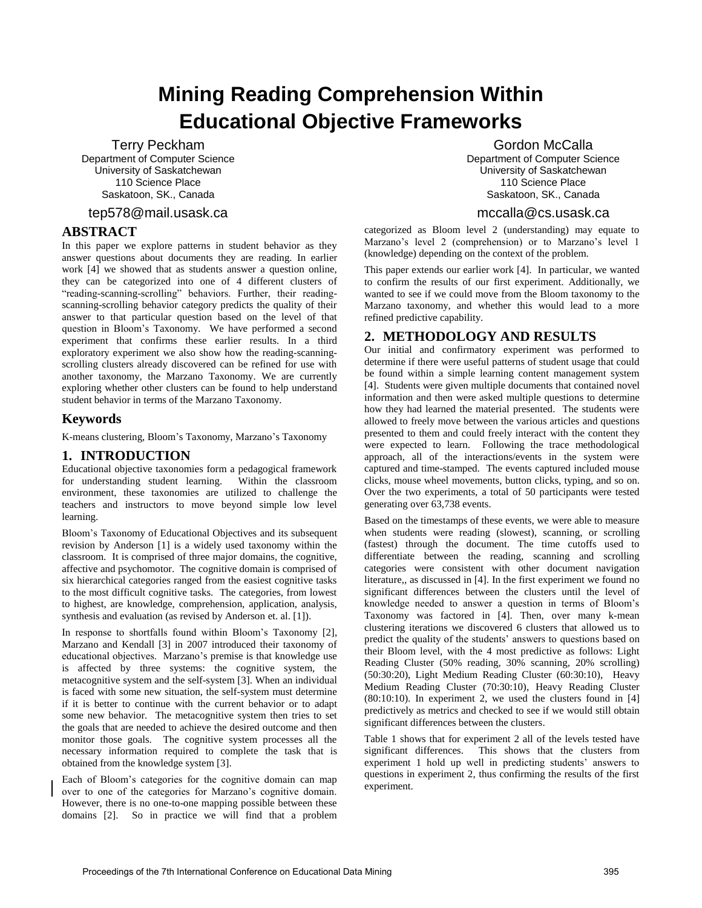# Mining Reading Comprehension Within Educational Objective Frameworks

Terry Peckham
Department of Computer Science
University of Saskatchewan
110 Science Place
Saskatoon, SK., Canada
tep578@mail.usask.ca

Gordon McCalla
Department of Computer Science
University of Saskatchewan
110 Science Place
Saskatoon, SK., Canada
mccalla@cs.usask.ca

## ABSTRACT

In this paper we explore patterns in student behavior as they answer questions about documents they are reading. In earlier work [4] we showed that as students answer a question online, they can be categorized into one of 4 different clusters of "reading-scanning-scrolling" behaviors. Further, their reading-scanning-scrolling behavior category predicts the quality of their answer to that particular question based on the level of that question in Bloom's Taxonomy. We have performed a second experiment that confirms these earlier results. In a third exploratory experiment we also show how the reading-scanning-scrolling clusters already discovered can be refined for use with another taxonomy, the Marzano Taxonomy. We are currently exploring whether other clusters can be found to help understand student behavior in terms of the Marzano Taxonomy.

## Keywords

K-means clustering, Bloom's Taxonomy, Marzano's Taxonomy

## 1. INTRODUCTION

Educational objective taxonomies form a pedagogical framework for understanding student learning. Within the classroom environment, these taxonomies are utilized to challenge the teachers and instructors to move beyond simple low level learning.

Bloom's Taxonomy of Educational Objectives and its subsequent revision by Anderson [1] is a widely used taxonomy within the classroom. It is comprised of three major domains, the cognitive, affective and psychomotor. The cognitive domain is comprised of six hierarchical categories ranged from the easiest cognitive tasks to the most difficult cognitive tasks. The categories, from lowest to highest, are knowledge, comprehension, application, analysis, synthesis and evaluation (as revised by Anderson et. al. [1]).

In response to shortfalls found within Bloom's Taxonomy [2], Marzano and Kendall [3] in 2007 introduced their taxonomy of educational objectives. Marzano's premise is that knowledge use is affected by three systems: the cognitive system, the metacognitive system and the self-system [3]. When an individual is faced with some new situation, the self-system must determine if it is better to continue with the current behavior or to adapt some new behavior. The metacognitive system then tries to set the goals that are needed to achieve the desired outcome and then monitor those goals. The cognitive system processes all the necessary information required to complete the task that is obtained from the knowledge system [3].

Each of Bloom's categories for the cognitive domain can map over to one of the categories for Marzano's cognitive domain. However, there is no one-to-one mapping possible between these domains [2]. So in practice we will find that a problem categorized as Bloom level 2 (understanding) may equate to Marzano's level 2 (comprehension) or to Marzano's level 1 (knowledge) depending on the context of the problem.

This paper extends our earlier work [4]. In particular, we wanted to confirm the results of our first experiment. Additionally, we wanted to see if we could move from the Bloom taxonomy to the Marzano taxonomy, and whether this would lead to a more refined predictive capability.

## 2. METHODOLOGY AND RESULTS

Our initial and confirmatory experiment was performed to determine if there were useful patterns of student usage that could be found within a simple learning content management system [4]. Students were given multiple documents that contained novel information and then were asked multiple questions to determine how they had learned the material presented. The students were allowed to freely move between the various articles and questions presented to them and could freely interact with the content they were expected to learn. Following the trace methodological approach, all of the interactions/events in the system were captured and time-stamped. The events captured included mouse clicks, mouse wheel movements, button clicks, typing, and so on. Over the two experiments, a total of 50 participants were tested generating over 63,738 events.

Based on the timestamps of these events, we were able to measure when students were reading (slowest), scanning, or scrolling (fastest) through the document. The time cutoffs used to differentiate between the reading, scanning and scrolling categories were consistent with other document navigation literature,, as discussed in [4]. In the first experiment we found no significant differences between the clusters until the level of knowledge needed to answer a question in terms of Bloom's Taxonomy was factored in [4]. Then, over many k-mean clustering iterations we discovered 6 clusters that allowed us to predict the quality of the students' answers to questions based on their Bloom level, with the 4 most predictive as follows: Light Reading Cluster (50% reading, 30% scanning, 20% scrolling) (50:30:20), Light Medium Reading Cluster (60:30:10), Heavy Medium Reading Cluster (70:30:10), Heavy Reading Cluster (80:10:10). In experiment 2, we used the clusters found in [4] predictively as metrics and checked to see if we would still obtain significant differences between the clusters.

Table 1 shows that for experiment 2 all of the levels tested have significant differences. This shows that the clusters from experiment 1 hold up well in predicting students' answers to questions in experiment 2, thus confirming the results of the first experiment.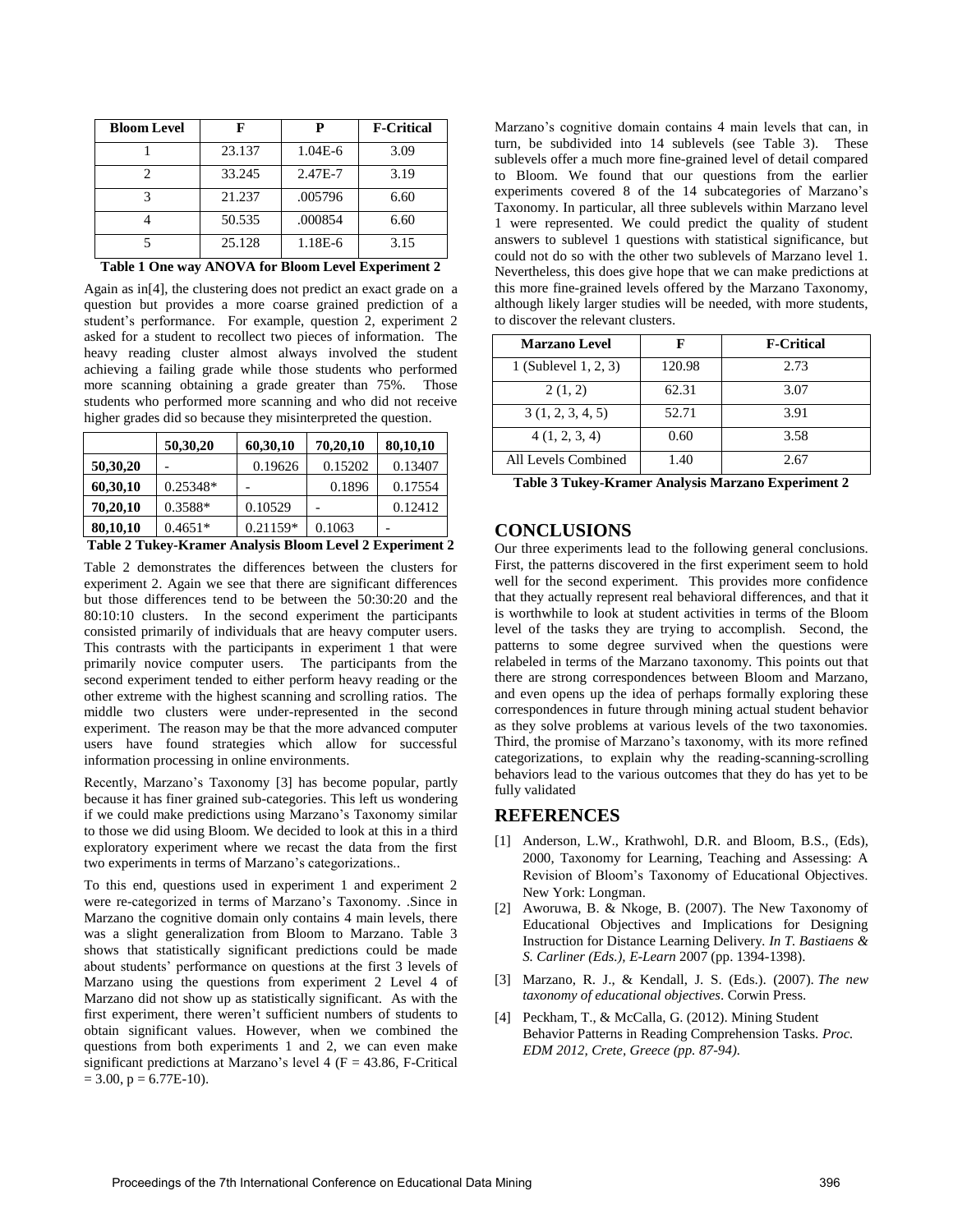| Bloom Level | F | P | F-Critical |
|---|---|---|---|
| 1 | 23.137 | 1.04E-6 | 3.09 |
| 2 | 33.245 | 2.47E-7 | 3.19 |
| 3 | 21.237 | .005796 | 6.60 |
| 4 | 50.535 | .000854 | 6.60 |
| 5 | 25.128 | 1.18E-6 | 3.15 |

**Table 1 One way ANOVA for Bloom Level Experiment 2**

Again as in[4], the clustering does not predict an exact grade on a question but provides a more coarse grained prediction of a student's performance. For example, question 2, experiment 2 asked for a student to recollect two pieces of information. The heavy reading cluster almost always involved the student achieving a failing grade while those students who performed more scanning obtaining a grade greater than 75%. Those students who performed more scanning and who did not receive higher grades did so because they misinterpreted the question.

| | 50,30,20 | 60,30,10 | 70,20,10 | 80,10,10 |
|---|---|---|---|---|
| **50,30,20** | - | 0.19626 | 0.15202 | 0.13407 |
| **60,30,10** | 0.25348* | - | 0.1896 | 0.17554 |
| **70,20,10** | 0.3588* | 0.10529 | - | 0.12412 |
| **80,10,10** | 0.4651* | 0.21159* | 0.1063 | - |

**Table 2 Tukey-Kramer Analysis Bloom Level 2 Experiment 2**

Table 2 demonstrates the differences between the clusters for experiment 2. Again we see that there are significant differences but those differences tend to be between the 50:30:20 and the 80:10:10 clusters. In the second experiment the participants consisted primarily of individuals that are heavy computer users. This contrasts with the participants in experiment 1 that were primarily novice computer users. The participants from the second experiment tended to either perform heavy reading or the other extreme with the highest scanning and scrolling ratios. The middle two clusters were under-represented in the second experiment. The reason may be that the more advanced computer users have found strategies which allow for successful information processing in online environments.

Recently, Marzano's Taxonomy [3] has become popular, partly because it has finer grained sub-categories. This left us wondering if we could make predictions using Marzano's Taxonomy similar to those we did using Bloom. We decided to look at this in a third exploratory experiment where we recast the data from the first two experiments in terms of Marzano's categorizations..

To this end, questions used in experiment 1 and experiment 2 were re-categorized in terms of Marzano's Taxonomy. .Since in Marzano the cognitive domain only contains 4 main levels, there was a slight generalization from Bloom to Marzano. Table 3 shows that statistically significant predictions could be made about students' performance on questions at the first 3 levels of Marzano using the questions from experiment 2 Level 4 of Marzano did not show up as statistically significant. As with the first experiment, there weren't sufficient numbers of students to obtain significant values. However, when we combined the questions from both experiments 1 and 2, we can even make significant predictions at Marzano's level 4 ($F = 43.86$, F-Critical $= 3.00$, $p = 6.77E-10$).

Marzano's cognitive domain contains 4 main levels that can, in turn, be subdivided into 14 sublevels (see Table 3). These sublevels offer a much more fine-grained level of detail compared to Bloom. We found that our questions from the earlier experiments covered 8 of the 14 subcategories of Marzano's Taxonomy. In particular, all three sublevels within Marzano level 1 were represented. We could predict the quality of student answers to sublevel 1 questions with statistical significance, but could not do so with the other two sublevels of Marzano level 1. Nevertheless, this does give hope that we can make predictions at this more fine-grained levels offered by the Marzano Taxonomy, although likely larger studies will be needed, with more students, to discover the relevant clusters.

| Marzano Level | F | F-Critical |
|---|---|---|
| 1 (Sublevel 1, 2, 3) | 120.98 | 2.73 |
| 2 (1, 2) | 62.31 | 3.07 |
| 3 (1, 2, 3, 4, 5) | 52.71 | 3.91 |
| 4 (1, 2, 3, 4) | 0.60 | 3.58 |
| All Levels Combined | 1.40 | 2.67 |

**Table 3 Tukey-Kramer Analysis Marzano Experiment 2**

## CONCLUSIONS

Our three experiments lead to the following general conclusions. First, the patterns discovered in the first experiment seem to hold well for the second experiment. This provides more confidence that they actually represent real behavioral differences, and that it is worthwhile to look at student activities in terms of the Bloom level of the tasks they are trying to accomplish. Second, the patterns to some degree survived when the questions were relabeled in terms of the Marzano taxonomy. This points out that there are strong correspondences between Bloom and Marzano, and even opens up the idea of perhaps formally exploring these correspondences in future through mining actual student behavior as they solve problems at various levels of the two taxonomies. Third, the promise of Marzano's taxonomy, with its more refined categorizations, to explain why the reading-scanning-scrolling behaviors lead to the various outcomes that they do has yet to be fully validated

## REFERENCES

[1] Anderson, L.W., Krathwohl, D.R. and Bloom, B.S., (Eds), 2000, Taxonomy for Learning, Teaching and Assessing: A Revision of Bloom's Taxonomy of Educational Objectives. New York: Longman.

[2] Aworuwa, B. & Nkoge, B. (2007). The New Taxonomy of Educational Objectives and Implications for Designing Instruction for Distance Learning Delivery. *In T. Bastiaens & S. Carliner (Eds.), E-Learn* 2007 (pp. 1394-1398).

[3] Marzano, R. J., & Kendall, J. S. (Eds.). (2007). *The new taxonomy of educational objectives*. Corwin Press.

[4] Peckham, T., & McCalla, G. (2012). Mining Student Behavior Patterns in Reading Comprehension Tasks. *Proc. EDM 2012, Crete, Greece (pp. 87-94).*